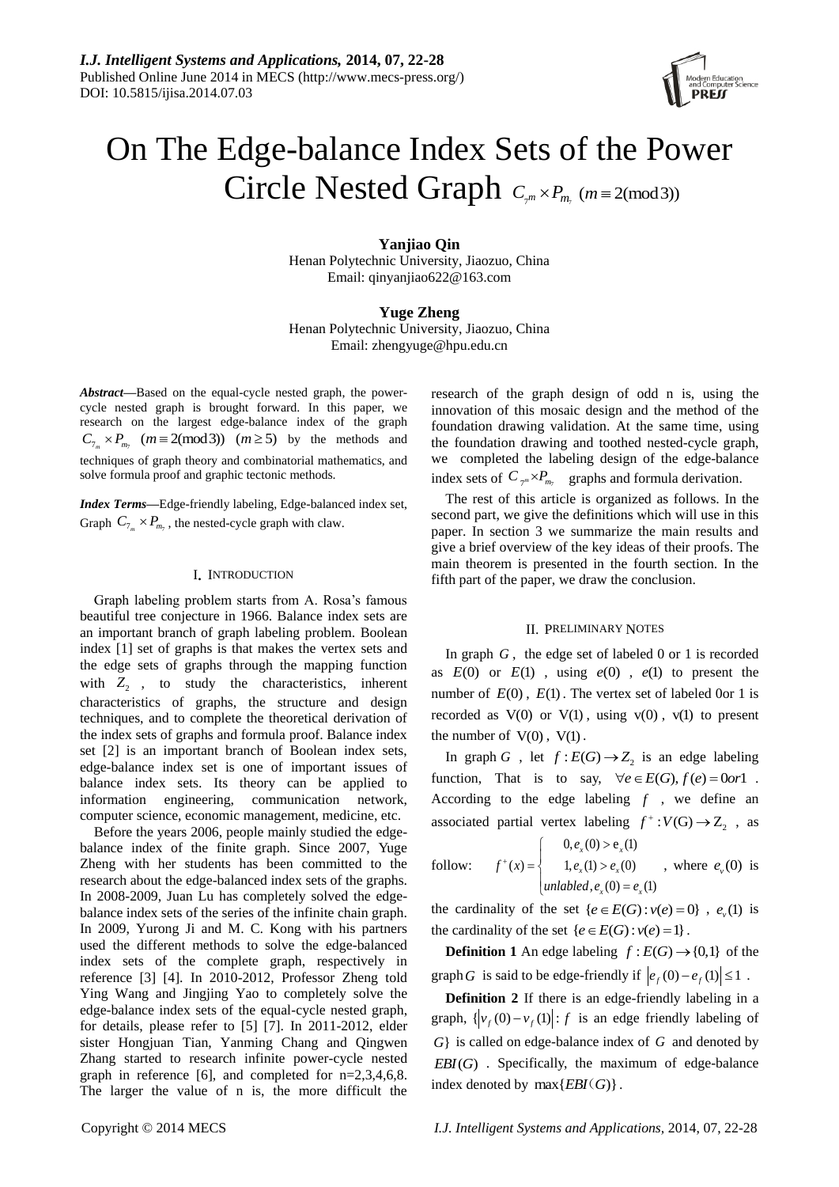# On The Edge-balance Index Sets of the Power Circle Nested Graph $C_{7^m} \times P_{m_7}$ $(m \equiv 2(\bmod 3))$

**Yanjiao Qin**
Henan Polytechnic University, Jiaozuo, China
Email: qinyanjiao622@163.com

**Yuge Zheng**
Henan Polytechnic University, Jiaozuo, China
Email: zhengyuge@hpu.edu.cn

***Abstract*****—**Based on the equal-cycle nested graph, the power-cycle nested graph is brought forward. In this paper, we research on the largest edge-balance index of the graph $C_{7_m} \times P_{m_7}$ $(m \equiv 2(\bmod 3))$ $(m \geq 5)$ by the methods and techniques of graph theory and combinatorial mathematics, and solve formula proof and graphic tectonic methods.

***Index Terms*****—**Edge-friendly labeling, Edge-balanced index set, Graph $C_{7_m} \times P_{m_7}$, the nested-cycle graph with claw.

## I. Introduction

Graph labeling problem starts from A. Rosa's famous beautiful tree conjecture in 1966. Balance index sets are an important branch of graph labeling problem. Boolean index [1] set of graphs is that makes the vertex sets and the edge sets of graphs through the mapping function with $Z_2$, to study the characteristics, inherent characteristics of graphs, the structure and design techniques, and to complete the theoretical derivation of the index sets of graphs and formula proof. Balance index set [2] is an important branch of Boolean index sets, edge-balance index set is one of important issues of balance index sets. Its theory can be applied to information engineering, communication network, computer science, economic management, medicine, etc.

Before the years 2006, people mainly studied the edge-balance index of the finite graph. Since 2007, Yuge Zheng with her students has been committed to the research about the edge-balanced index sets of the graphs. In 2008-2009, Juan Lu has completely solved the edge-balance index sets of the series of the infinite chain graph. In 2009, Yurong Ji and M. C. Kong with his partners used the different methods to solve the edge-balanced index sets of the complete graph, respectively in reference [3] [4]. In 2010-2012, Professor Zheng told Ying Wang and Jingjing Yao to completely solve the edge-balance index sets of the equal-cycle nested graph, for details, please refer to [5] [7]. In 2011-2012, elder sister Hongjuan Tian, Yanming Chang and Qingwen Zhang started to research infinite power-cycle nested graph in reference [6], and completed for n=2,3,4,6,8. The larger the value of n is, the more difficult the research of the graph design of odd n is, using the innovation of this mosaic design and the method of the foundation drawing validation. At the same time, using the foundation drawing and toothed nested-cycle graph, we completed the labeling design of the edge-balance index sets of $C_{7^m} \times P_{m_7}$ graphs and formula derivation.

The rest of this article is organized as follows. In the second part, we give the definitions which will use in this paper. In section 3 we summarize the main results and give a brief overview of the key ideas of their proofs. The main theorem is presented in the fourth section. In the fifth part of the paper, we draw the conclusion.

## II. Preliminary Notes

In graph $G$, the edge set of labeled 0 or 1 is recorded as $E(0)$ or $E(1)$, using $e(0)$, $e(1)$ to present the number of $E(0)$, $E(1)$. The vertex set of labeled 0or 1 is recorded as $\mathrm{V}(0)$ or $\mathrm{V}(1)$, using $\mathrm{v}(0)$, $\mathrm{v}(1)$ to present the number of $\mathrm{V}(0)$, $\mathrm{V}(1)$.

In graph $G$, let $f: E(G) \to Z_2$ is an edge labeling function, That is to say, $\forall e \in E(G), f(e) = 0 or 1$. According to the edge labeling $f$, we define an associated partial vertex labeling $f^+: V(\mathrm{G}) \to \mathrm{Z}_2$, as follow:

$$f^+(x) = \begin{cases} 0, e_x(0) > \mathrm{e}_x(1) \\ 1, e_x(1) > e_x(0) \\ unlabled, e_x(0) = e_x(1) \end{cases}$$

where $e_v(0)$ is the cardinality of the set $\{e \in E(G): v(e) = 0\}$, $e_v(1)$ is the cardinality of the set $\{e \in E(G): v(e) = 1\}$.

**Definition 1** An edge labeling $f: E(G) \to \{0,1\}$ of the graph $G$ is said to be edge-friendly if $|e_f(0) - e_f(1)| \leq 1$.

**Definition 2** If there is an edge-friendly labeling in a graph, $\{|v_f(0) - v_f(1)|: f$ is an edge friendly labeling of $G\}$ is called on edge-balance index of $G$ and denoted by $EBI(G)$. Specifically, the maximum of edge-balance index denoted by $\max\{EBI(G)\}$.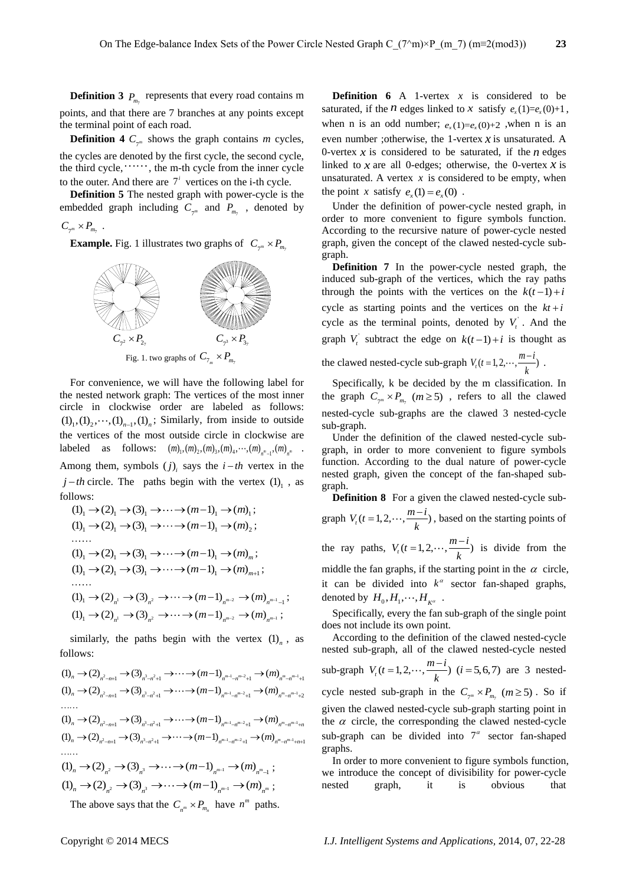**Definition 3** $P_{m_7}$ represents that every road contains m points, and that there are 7 branches at any points except the terminal point of each road.

**Definition 4** $C_{7^m}$ shows the graph contains *m* cycles, the cycles are denoted by the first cycle, the second cycle, the third cycle, ⋯⋯, the m-th cycle from the inner cycle to the outer. And there are $7^i$ vertices on the i-th cycle.

**Definition 5** The nested graph with power-cycle is the embedded graph including $C_{7^m}$ and $P_{m_7}$, denoted by $C_{7^m} \times P_{m_7}$.

**Example.** Fig. 1 illustrates two graphs of $C_{7^m} \times P_{m_7}$

$C_{7^2} \times P_{2_7}$ $C_{7^3} \times P_{3_7}$

Fig. 1. two graphs of $C_{7_m} \times P_{m_7}$

For convenience, we will have the following label for the nested network graph: The vertices of the most inner circle in clockwise order are labeled as follows: $(1)_1, (2)_2, \cdots, (1)_{n-1}, (1)_n$; Similarly, from inside to outside the vertices of the most outside circle in clockwise are labeled as follows: $(m)_1, (m)_2, (m)_3, (m)_4, \cdots, (m)_{n^m-1}, (m)_{n^m}$. Among them, symbols $(j)_i$ says the $i-th$ vertex in the $j-th$ circle. The paths begin with the vertex $(1)_1$, as follows:

$(1)_1 \to (2)_1 \to (3)_1 \to \cdots \to (m-1)_1 \to (m)_1$;
$(1)_1 \to (2)_1 \to (3)_1 \to \cdots \to (m-1)_1 \to (m)_2$;
……
$(1)_1 \to (2)_1 \to (3)_1 \to \cdots \to (m-1)_1 \to (m)_m$;
$(1)_1 \to (2)_1 \to (3)_1 \to \cdots \to (m-1)_1 \to (m)_{m+1}$;
……
$(1)_1 \to (2)_{n^1} \to (3)_{n^2} \to \cdots \to (m-1)_{n^{m-2}} \to (m)_{n^{m-1}-1}$;
$(1)_1 \to (2)_{n^1} \to (3)_{n^2} \to \cdots \to (m-1)_{n^{m-2}} \to (m)_{n^{m-1}}$;

similarly, the paths begin with the vertex $(1)_n$, as follows:

$(1)_n \to (2)_{n^2-n+1} \to (3)_{n^3-n^2+1} \to \cdots \to (m-1)_{n^{m-1}-n^{m-2}+1} \to (m)_{n^m-n^{m-1}+1}$
$(1)_n \to (2)_{n^2-n+1} \to (3)_{n^3-n^2+1} \to \cdots \to (m-1)_{n^{m-1}-n^{m-2}+1} \to (m)_{n^m-n^{m-1}+2}$
……
$(1)_n \to (2)_{n^2-n+1} \to (3)_{n^3-n^2+1} \to \cdots \to (m-1)_{n^{m-1}-n^{m-2}+1} \to (m)_{n^m-n^{m-1}+n}$
$(1)_n \to (2)_{n^2-n+1} \to (3)_{n^3-n^2+1} \to \cdots \to (m-1)_{n^{m-1}-n^{m-2}+1} \to (m)_{n^m-n^{m-1}+n+1}$
……
$(1)_n \to (2)_{n^2} \to (3)_{n^3} \to \cdots \to (m-1)_{n^{m-1}} \to (m)_{n^m-1}$;
$(1)_n \to (2)_{n^2} \to (3)_{n^3} \to \cdots \to (m-1)_{n^{m-1}} \to (m)_{n^m}$;

The above says that the $C_{n^m} \times P_{m_n}$ have $n^m$ paths.

**Definition 6** A 1-vertex $x$ is considered to be saturated, if the $n$ edges linked to $x$ satisfy $e_x(1)=e_x(0)+1$, when n is an odd number; $e_x(1)=e_x(0)+2$, when n is an even number; otherwise, the 1-vertex $x$ is unsaturated. A 0-vertex $x$ is considered to be saturated, if the $n$ edges linked to $x$ are all 0-edges; otherwise, the 0-vertex $x$ is unsaturated. A vertex $x$ is considered to be empty, when the point $x$ satisfy $e_x(1)=e_x(0)$.

Under the definition of power-cycle nested graph, in order to more convenient to figure symbols function. According to the recursive nature of power-cycle nested graph, given the concept of the clawed nested-cycle sub-graph.

**Definition 7** In the power-cycle nested graph, the induced sub-graph of the vertices, which the ray paths through the points with the vertices on the $k(t-1)+i$ cycle as starting points and the vertices on the $kt+i$ cycle as the terminal points, denoted by $V_t^{'}$. And the graph $V_t^{'}$ subtract the edge on $k(t-1)+i$ is thought as the clawed nested-cycle sub-graph $V_t(t=1,2,\cdots,\frac{m-i}{k})$.

Specifically, k be decided by the m classification. In the graph $C_{7^m} \times P_{m_7}$ $(m \ge 5)$, refers to all the clawed nested-cycle sub-graphs are the clawed 3 nested-cycle sub-graph.

Under the definition of the clawed nested-cycle sub-graph, in order to more convenient to figure symbols function. According to the dual nature of power-cycle nested graph, given the concept of the fan-shaped sub-graph.

**Definition 8** For a given the clawed nested-cycle sub-graph $V_t(t=1,2,\cdots,\frac{m-i}{k})$, based on the starting points of the ray paths, $V_t(t=1,2,\cdots,\frac{m-i}{k})$ is divide from the middle the fan graphs, if the starting point in the $\alpha$ circle, it can be divided into $k^\alpha$ sector fan-shaped graphs, denoted by $H_0, H_1, \cdots, H_{K^\alpha}$.

Specifically, every the fan sub-graph of the single point does not include its own point.

According to the definition of the clawed nested-cycle nested sub-graph, all of the clawed nested-cycle nested sub-graph $V_t(t=1,2,\cdots,\frac{m-i}{k})$ $(i=5,6,7)$ are 3 nested-cycle nested sub-graph in the $C_{7^m} \times P_{m_7}$ $(m \ge 5)$. So if given the clawed nested-cycle sub-graph starting point in the $\alpha$ circle, the corresponding the clawed nested-cycle sub-graph can be divided into $7^\alpha$ sector fan-shaped graphs.

In order to more convenient to figure symbols function, we introduce the concept of divisibility for power-cycle nested graph, it is obvious that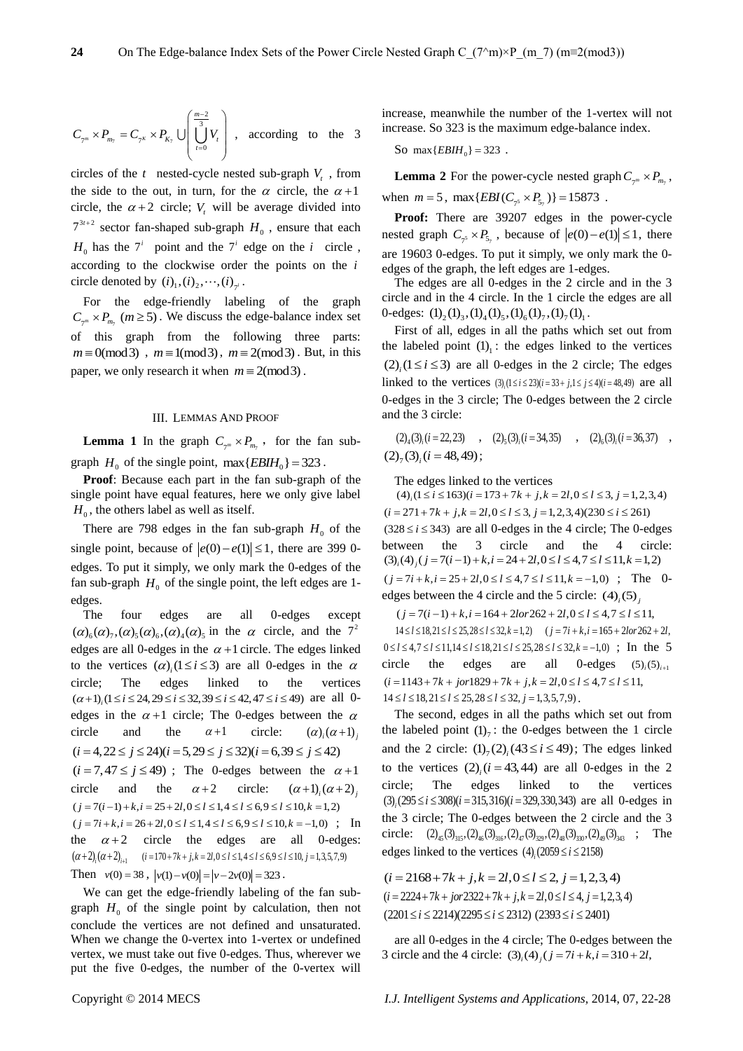$C_{7^m} \times P_{m_7} = C_{7^K} \times P_{K_7} \bigcup \left( \bigcup_{t=0}^{\frac{m-2}{3}} V_t \right)$, according to the 3 circles of the $t$ nested-cycle nested sub-graph $V_t$, from the side to the out, in turn, for the $\alpha$ circle, the $\alpha+1$ circle, the $\alpha+2$ circle; $V_t$ will be average divided into $7^{3t+2}$ sector fan-shaped sub-graph $H_0$, ensure that each $H_0$ has the $7^i$ point and the $7^i$ edge on the $i$ circle, according to the clockwise order the points on the $i$ circle denoted by $(i)_1, (i)_2, \cdots, (i)_{7^i}$.

For the edge-friendly labeling of the graph $C_{7^m} \times P_{m_7}$ $(m \geq 5)$. We discuss the edge-balance index set of this graph from the following three parts: $m \equiv 0 (\text{mod} 3)$, $m \equiv 1 (\text{mod} 3)$, $m \equiv 2 (\text{mod} 3)$. But, in this paper, we only research it when $m \equiv 2 (\text{mod} 3)$.

## III. Lemmas And Proof

**Lemma 1** In the graph $C_{7^m} \times P_{m_7}$, for the fan sub-graph $H_0$ of the single point, $\max\{EBIH_0\} = 323$.

**Proof**: Because each part in the fan sub-graph of the single point have equal features, here we only give label $H_0$, the others label as well as itself.

There are 798 edges in the fan sub-graph $H_0$ of the single point, because of $|e(0) - e(1)| \leq 1$, there are 399 0-edges. To put it simply, we only mark the 0-edges of the fan sub-graph $H_0$ of the single point, the left edges are 1-edges.

The four edges are all 0-edges except $(\alpha)_6(\alpha)_7, (\alpha)_5(\alpha)_6, (\alpha)_4(\alpha)_5$ in the $\alpha$ circle, and the $7^2$ edges are all 0-edges in the $\alpha+1$ circle. The edges linked to the vertices $(\alpha)_i (1 \leq i \leq 3)$ are all 0-edges in the $\alpha$ circle; The edges linked to the vertices $(\alpha+1)_i (1 \leq i \leq 24, 29 \leq i \leq 32, 39 \leq i \leq 42, 47 \leq i \leq 49)$ are all 0-edges in the $\alpha+1$ circle; The 0-edges between the $\alpha$ circle and the $\alpha+1$ circle: $(\alpha)_i(\alpha+1)_j$ $(i = 4, 22 \leq j \leq 24)(i = 5, 29 \leq j \leq 32)(i = 6, 39 \leq j \leq 42)$ $(i = 7, 47 \leq j \leq 49)$; The 0-edges between the $\alpha+1$ circle and the $\alpha+2$ circle: $(\alpha+1)_i(\alpha+2)_j$ $(j = 7(i-1)+k, i = 25+2l, 0 \leq l \leq 1, 4 \leq l \leq 6, 9 \leq l \leq 10, k = 1, 2)$ $(j = 7i+k, i = 26+2l, 0 \leq l \leq 1, 4 \leq l \leq 6, 9 \leq l \leq 10, k = -1, 0)$; In the $\alpha+2$ circle the edges are all 0-edges: $(\alpha+2)_i(\alpha+2)_{i+1}$ $(i = 170+7k+j, k = 2l, 0 \leq l \leq 1, 4 \leq l \leq 6, 9 \leq l \leq 10, j = 1, 3, 5, 7, 9)$

Then $v(0) = 38$, $|v(1) - v(0)| = |v - 2v(0)| = 323$.

We can get the edge-friendly labeling of the fan sub-graph $H_0$ of the single point by calculation, then not conclude the vertices are not defined and unsaturated. When we change the 0-vertex into 1-vertex or undefined vertex, we must take out five 0-edges. Thus, wherever we put the five 0-edges, the number of the 0-vertex will increase, meanwhile the number of the 1-vertex will not increase. So 323 is the maximum edge-balance index.

So $\max\{EBIH_0\} = 323$.

**Lemma 2** For the power-cycle nested graph $C_{7^m} \times P_{m_7}$, when $m = 5$, $\max\{EBI(C_{7^5} \times P_{5_7})\} = 15873$.

**Proof:** There are 39207 edges in the power-cycle nested graph $C_{7^5} \times P_{5_7}$, because of $|e(0) - e(1)| \leq 1$, there are 19603 0-edges. To put it simply, we only mark the 0-edges of the graph, the left edges are 1-edges.

The edges are all 0-edges in the 2 circle and in the 3 circle and in the 4 circle. In the 1 circle the edges are all 0-edges: $(1)_2(1)_3, (1)_4(1)_5, (1)_6(1)_7, (1)_7(1)_1$.

First of all, edges in all the paths which set out from the labeled point $(1)_1$: the edges linked to the vertices $(2)_i (1 \leq i \leq 3)$ are all 0-edges in the 2 circle; The edges linked to the vertices $(3)_i (1 \leq i \leq 23)(i = 33+j, 1 \leq j \leq 4)(i = 48, 49)$ are all 0-edges in the 3 circle; The 0-edges between the 2 circle and the 3 circle:

$(2)_4(3)_i (i = 22, 23)$, $(2)_5(3)_i (i = 34, 35)$, $(2)_6(3)_i (i = 36, 37)$, $(2)_7(3)_i (i = 48, 49)$;

The edges linked to the vertices $(4)_i (1 \leq i \leq 163)(i = 173+7k+j, k = 2l, 0 \leq l \leq 3, j = 1, 2, 3, 4)$ $(i = 271+7k+j, k = 2l, 0 \leq l \leq 3, j = 1, 2, 3, 4)(230 \leq i \leq 261)$ $(328 \leq i \leq 343)$ are all 0-edges in the 4 circle; The 0-edges between the 3 circle and the 4 circle: $(3)_i(4)_j (j = 7(i-1)+k, i = 24+2l, 0 \leq l \leq 4, 7 \leq l \leq 11, k = 1, 2)$ $(j = 7i+k, i = 25+2l, 0 \leq l \leq 4, 7 \leq l \leq 11, k = -1, 0)$; The 0-edges between the 4 circle and the 5 circle: $(4)_i(5)_j$ $(j = 7(i-1)+k, i = 164+2l \text{ or } 262+2l, 0 \leq l \leq 4, 7 \leq l \leq 11, 14 \leq l \leq 18, 21 \leq l \leq 25, 28 \leq l \leq 32, k = 1, 2)$ $(j = 7i+k, i = 165+2l \text{ or } 262+2l, 0 \leq l \leq 4, 7 \leq l \leq 11, 14 \leq l \leq 18, 21 \leq l \leq 25, 28 \leq l \leq 32, k = -1, 0)$; In the 5 circle the edges are all 0-edges $(5)_i(5)_{i+1}$ $(i = 1143+7k+j \text{ or } 1829+7k+j, k = 2l, 0 \leq l \leq 4, 7 \leq l \leq 11, 14 \leq l \leq 18, 21 \leq l \leq 25, 28 \leq l \leq 32, j = 1, 3, 5, 7, 9)$.

The second, edges in all the paths which set out from the labeled point $(1)_7$: the 0-edges between the 1 circle and the 2 circle: $(1)_7(2)_i (43 \leq i \leq 49)$; The edges linked to the vertices $(2)_i (i = 43, 44)$ are all 0-edges in the 2 circle; The edges linked to the vertices $(3)_i (295 \leq i \leq 308)(i = 315, 316)(i = 329, 330, 343)$ are all 0-edges in the 3 circle; The 0-edges between the 2 circle and the 3 circle: $(2)_{45}(3)_{315}, (2)_{46}(3)_{316}, (2)_{47}(3)_{329}, (2)_{48}(3)_{330}, (2)_{49}(3)_{343}$; The edges linked to the vertices $(4)_i (2059 \leq i \leq 2158)$

$(i = 2168+7k+j, k = 2l, 0 \leq l \leq 2, j = 1, 2, 3, 4)$
$(i = 2224+7k+j \text{ or } 2322+7k+j, k = 2l, 0 \leq l \leq 4, j = 1, 2, 3, 4)$
$(2201 \leq i \leq 2214)(2295 \leq i \leq 2312)$ $(2393 \leq i \leq 2401)$

are all 0-edges in the 4 circle; The 0-edges between the 3 circle and the 4 circle: $(3)_i(4)_j (j = 7i+k, i = 310+2l,$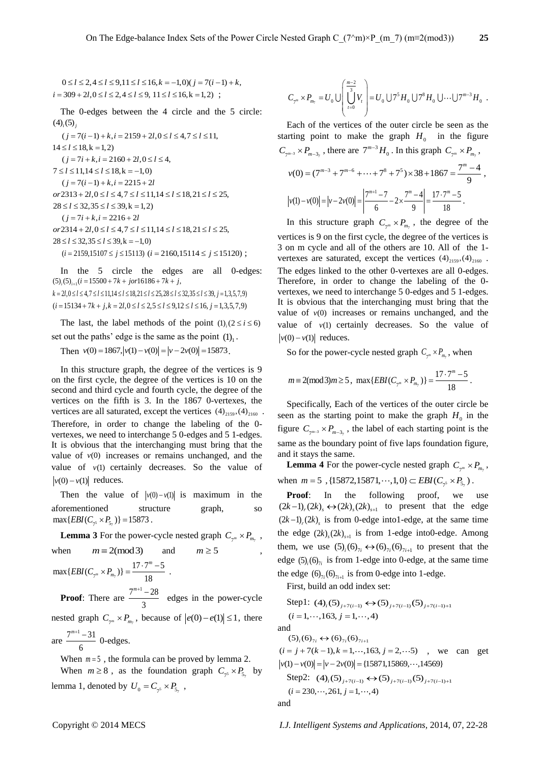$0 \le l \le 2, 4 \le l \le 9, 11 \le l \le 16, k = -1, 0)(j = 7(i-1) + k,$
$i = 309 + 2l, 0 \le l \le 2, 4 \le l \le 9, 11 \le l \le 16, k = 1, 2)$ ;

The 0-edges between the 4 circle and the 5 circle: $(4)_i(5)_j$

$(j = 7(i-1) + k, i = 2159 + 2l, 0 \le l \le 4, 7 \le l \le 11,$
$14 \le l \le 18, k = 1, 2)$

$(j = 7i + k, i = 2160 + 2l, 0 \le l \le 4,$
$7 \le l \le 11, 14 \le l \le 18, k = -1, 0)$

$(j = 7(i-1) + k, i = 2215 + 2l$
$or\, 2313 + 2l, 0 \le l \le 4, 7 \le l \le 11, 14 \le l \le 18, 21 \le l \le 25,$
$28 \le l \le 32, 35 \le l \le 39, k = 1, 2)$

$(j = 7i + k, i = 2216 + 2l$
$or\, 2314 + 2l, 0 \le l \le 4, 7 \le l \le 11, 14 \le l \le 18, 21 \le l \le 25,$
$28 \le l \le 32, 35 \le l \le 39, k = -1, 0)$

$(i = 2159, 15107 \le j \le 15113)$ $(i = 2160, 15114 \le j \le 15120)$ ;

In the 5 circle the edges are all 0-edges: $(5)_i(5)_{i+1}(i = 15500 + 7k + j\, or\, 16186 + 7k + j,$
$k = 2l, 0 \le l \le 4, 7 \le l \le 11, 14 \le l \le 18, 21 \le l \le 25, 28 \le l \le 32, 35 \le l \le 39, j = 1,3,5,7,9)$
$(i = 15134 + 7k + j, k = 2l, 0 \le l \le 2, 5 \le l \le 9, 12 \le l \le 16, j = 1,3,5,7,9)$

The last, the label methods of the point $(1)_i (2 \le i \le 6)$ set out the paths' edge is the same as the point $(1)_1$.

Then $v(0) = 1867, |v(1) - v(0)| = |v - 2v(0)| = 15873$.

In this structure graph, the degree of the vertices is 9 on the first cycle, the degree of the vertices is 10 on the second and third cycle and fourth cycle, the degree of the vertices on the fifth is 3. In the 1867 0-vertexes, the vertices are all saturated, except the vertices $(4)_{2159}, (4)_{2160}$ . Therefore, in order to change the labeling of the 0-vertexes, we need to interchange 5 0-edges and 5 1-edges. It is obvious that the interchanging must bring that the value of $v(0)$ increases or remains unchanged, and the value of $v(1)$ certainly decreases. So the value of $|v(0) - v(1)|$ reduces.

Then the value of $|v(0) - v(1)|$ is maximum in the aforementioned structure graph, so $\max\{EBI(C_{7^5} \times P_{5_7})\} = 15873$.

**Lemma 3** For the power-cycle nested graph $C_{7^m} \times P_{m_7}$ , when $m \equiv 2(\bmod 3)$ and $m \ge 5$ , $\max\{EBI(C_{7^m} \times P_{m_7})\} = \dfrac{17 \cdot 7^m - 5}{18}$ .

**Proof**: There are $\dfrac{7^{m+1} - 28}{3}$ edges in the power-cycle nested graph $C_{7^m} \times P_{m_7}$, because of $|e(0) - e(1)| \le 1$, there are $\dfrac{7^{m+1} - 31}{6}$ 0-edges.

When $m = 5$ , the formula can be proved by lemma 2.

When $m \ge 8$ , as the foundation graph $C_{7^5} \times P_{5_7}$ by lemma 1, denoted by $U_0 = C_{7^5} \times P_{5_7}$ ,

$$C_{7^m} \times P_{m_7} = U_0 \bigcup \left( \bigcup_{t=0}^{\frac{m-2}{3}} V_t \right) = U_0 \bigcup 7^5 H_0 \bigcup 7^8 H_0 \bigcup \cdots \bigcup 7^{m-3} H_0 .$$

Each of the vertices of the outer circle be seen as the starting point to make the graph $H_0$ in the figure $C_{7^{m-3}} \times P_{m-3_7}$ , there are $7^{m-3} H_0$ . In this graph $C_{7^m} \times P_{m_7}$ ,

$$v(0) = (7^{m-3} + 7^{m-6} + \cdots + 7^8 + 7^5) \times 38 + 1867 = \frac{7^m - 4}{9} ,$$

$$|v(1) - v(0)| = |v - 2v(0)| = \left| \frac{7^{m+1} - 7}{6} - 2 \times \frac{7^m - 4}{9} \right| = \frac{17 \cdot 7^m - 5}{18} .$$

In this structure graph $C_{7^m} \times P_{m_7}$ , the degree of the vertices is 9 on the first cycle, the degree of the vertices is 3 on m cycle and all of the others are 10. All of the 1-vertexes are saturated, except the vertices $(4)_{2159}, (4)_{2160}$ . The edges linked to the other 0-vertexes are all 0-edges. Therefore, in order to change the labeling of the 0-vertexes, we need to interchange 5 0-edges and 5 1-edges. It is obvious that the interchanging must bring that the value of $v(0)$ increases or remains unchanged, and the value of $v(1)$ certainly decreases. So the value of $|v(0) - v(1)|$ reduces.

So for the power-cycle nested graph $C_{7^m} \times P_{m_7}$, when

$$m \equiv 2(\bmod 3) m \ge 5, \ \max\{EBI(C_{7^m} \times P_{m_7})\} = \frac{17 \cdot 7^m - 5}{18} .$$

Specifically, Each of the vertices of the outer circle be seen as the starting point to make the graph $H_0$ in the figure $C_{7^{m-3}} \times P_{m-3_7}$ , the label of each starting point is the same as the boundary point of five laps foundation figure, and it stays the same.

**Lemma 4** For the power-cycle nested graph $C_{7^m} \times P_{m_7}$, when $m = 5$ , $\{15872, 15871, \cdots, 1, 0\} \subset EBI(C_{7^5} \times P_{5_7})$ .

**Proof**: In the following proof, we use $(2k-1)_r (2k)_s \leftrightarrow (2k)_s (2k)_{s+1}$ to present that the edge $(2k-1)_r (2k)_s$ is from 0-edge into1-edge, at the same time the edge $(2k)_s (2k)_{s+1}$ is from 1-edge into0-edge. Among them, we use $(5)_i (6)_{7i} \leftrightarrow (6)_{7i} (6)_{7i+1}$ to present that the edge $(5)_i (6)_{7i}$ is from 1-edge into 0-edge, at the same time the edge $(6)_{7i} (6)_{7i+1}$ is from 0-edge into 1-edge.

First, build an odd index set:

Step1: $(4)_i (5)_{j+7(i-1)} \leftrightarrow (5)_{j+7(i-1)} (5)_{j+7(i-1)+1}$
$(i = 1, \cdots, 163, j = 1, \cdots, 4)$

and

$(5)_i (6)_{7i} \leftrightarrow (6)_{7i} (6)_{7i+1}$
$(i = j + 7(k-1), k = 1, \cdots, 163, j = 2, \cdots 5)$ , we can get $|v(1) - v(0)| = |v - 2v(0)| = \{15871, 15869, \cdots, 14569\}$

Step2: $(4)_i (5)_{j+7(i-1)} \leftrightarrow (5)_{j+7(i-1)} (5)_{j+7(i-1)+1}$
$(i = 230, \cdots, 261, j = 1, \cdots, 4)$

and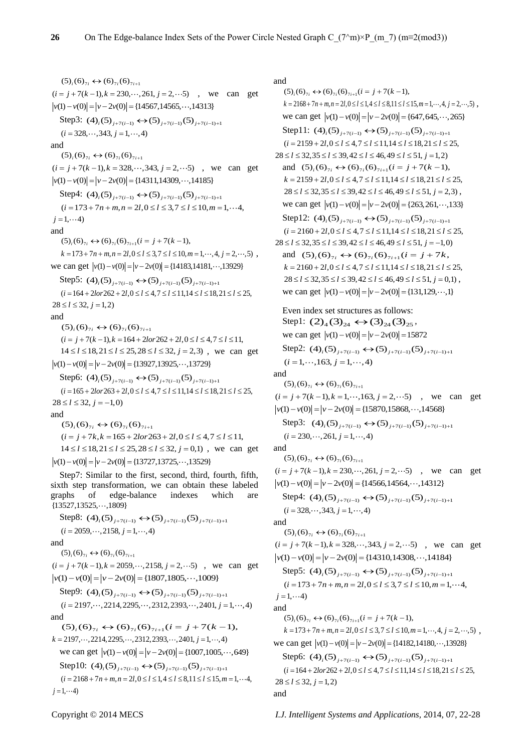$(5)_i(6)_{7i} \leftrightarrow (6)_{7i}(6)_{7i+1}$

$(i = j+7(k-1), k = 230,\cdots,261, j = 2,\cdots 5)$, we can get $|v(1)-v(0)| = |v-2v(0)| = \{14567,14565,\cdots,14313\}$

Step3: $(4)_i(5)_{j+7(i-1)} \leftrightarrow (5)_{j+7(i-1)}(5)_{j+7(i-1)+1}$

$(i = 328,\cdots,343, j = 1,\cdots,4)$

and

$(5)_i(6)_{7i} \leftrightarrow (6)_{7i}(6)_{7i+1}$

$(i = j+7(k-1), k = 328,\cdots,343, j = 2,\cdots 5)$, we can get $|v(1)-v(0)| = |v-2v(0)| = \{14311,14309,\cdots,14185\}$

Step4: $(4)_i(5)_{j+7(i-1)} \leftrightarrow (5)_{j+7(i-1)}(5)_{j+7(i-1)+1}$

$(i = 173+7n+m, n = 2l, 0 \le l \le 3, 7 \le l \le 10, m = 1,\cdots 4, j = 1,\cdots 4)$

and

$(5)_i(6)_{7i} \leftrightarrow (6)_{7i}(6)_{7i+1}(i = j+7(k-1),$

$k = 173+7n+m, n = 2l, 0 \le l \le 3, 7 \le l \le 10, m = 1,\cdots,4, j = 2,\cdots,5)$, we can get $|v(1)-v(0)| = |v-2v(0)| = \{14183,14181,\cdots,13929\}$

Step5: $(4)_i(5)_{j+7(i-1)} \leftrightarrow (5)_{j+7(i-1)}(5)_{j+7(i-1)+1}$

$(i = 164+2l or 262+2l, 0 \le l \le 4, 7 \le l \le 11, 14 \le l \le 18, 21 \le l \le 25, 28 \le l \le 32, j = 1,2)$

and

$(5)_i(6)_{7i} \leftrightarrow (6)_{7i}(6)_{7i+1}$

$(i = j+7(k-1), k = 164+2l or 262+2l, 0 \le l \le 4, 7 \le l \le 11, 14 \le l \le 18, 21 \le l \le 25, 28 \le l \le 32, j = 2,3)$, we can get $|v(1)-v(0)| = |v-2v(0)| = \{13927,13925,\cdots,13729\}$

Step6: $(4)_i(5)_{j+7(i-1)} \leftrightarrow (5)_{j+7(i-1)}(5)_{j+7(i-1)+1}$

$(i = 165+2l or 263+2l, 0 \le l \le 4, 7 \le l \le 11, 14 \le l \le 18, 21 \le l \le 25, 28 \le l \le 32, j = -1,0)$

and

$(5)_i(6)_{7i} \leftrightarrow (6)_{7i}(6)_{7i+1}$

$(i = j+7k, k = 165+2l or 263+2l, 0 \le l \le 4, 7 \le l \le 11, 14 \le l \le 18, 21 \le l \le 25, 28 \le l \le 32, j = 0,1)$, we can get $|v(1)-v(0)| = |v-2v(0)| = \{13727,13725,\cdots,13529\}$

Step7: Similar to the first, second, third, fourth, fifth, sixth step transformation, we can obtain these labeled graphs of edge-balance indexes which are $\{13527,13525,\cdots,1809\}$

Step8: $(4)_i(5)_{j+7(i-1)} \leftrightarrow (5)_{j+7(i-1)}(5)_{j+7(i-1)+1}$

$(i = 2059,\cdots,2158, j = 1,\cdots,4)$

and

$(5)_i(6)_{7i} \leftrightarrow (6)_{7i}(6)_{7i+1}$

$(i = j+7(k-1), k = 2059,\cdots,2158, j = 2,\cdots 5)$, we can get $|v(1)-v(0)| = |v-2v(0)| = \{1807,1805,\cdots,1009\}$

Step9: $(4)_i(5)_{j+7(i-1)} \leftrightarrow (5)_{j+7(i-1)}(5)_{j+7(i-1)+1}$

$(i = 2197,\cdots,2214, 2295,\cdots,2312, 2393,\cdots,2401, j = 1,\cdots,4)$

and

$(5)_i(6)_{7i} \leftrightarrow (6)_{7i}(6)_{7i+1}(i = j+7(k-1),$

$k = 2197,\cdots,2214, 2295,\cdots,2312, 2393,\cdots,2401, j = 1,\cdots,4)$

we can get $|v(1)-v(0)| = |v-2v(0)| = \{1007,1005,\cdots,649\}$

Step10: $(4)_i(5)_{j+7(i-1)} \leftrightarrow (5)_{j+7(i-1)}(5)_{j+7(i-1)+1}$

$(i = 2168+7n+m, n = 2l, 0 \le l \le 1, 4 \le l \le 8, 11 \le l \le 15, m = 1,\cdots 4, j = 1,\cdots 4)$

and

$(5)_i(6)_{7i} \leftrightarrow (6)_{7i}(6)_{7i+1}(i = j+7(k-1),$

$k = 2168+7n+m, n = 2l, 0 \le l \le 1, 4 \le l \le 8, 11 \le l \le 15, m = 1,\cdots,4, j = 2,\cdots,5)$,

we can get $|v(1)-v(0)| = |v-2v(0)| = \{647,645,\cdots,265\}$

Step11: $(4)_i(5)_{j+7(i-1)} \leftrightarrow (5)_{j+7(i-1)}(5)_{j+7(i-1)+1}$

$(i = 2159+2l, 0 \le l \le 4, 7 \le l \le 11, 14 \le l \le 18, 21 \le l \le 25, 28 \le l \le 32, 35 \le l \le 39, 42 \le l \le 46, 49 \le l \le 51, j = 1,2)$

and $(5)_i(6)_{7i} \leftrightarrow (6)_{7i}(6)_{7i+1}(i = j+7(k-1),$

$k = 2159+2l, 0 \le l \le 4, 7 \le l \le 11, 14 \le l \le 18, 21 \le l \le 25, 28 \le l \le 32, 35 \le l \le 39, 42 \le l \le 46, 49 \le l \le 51, j = 2,3)$,

we can get $|v(1)-v(0)| = |v-2v(0)| = \{263,261,\cdots,133\}$

Step12: $(4)_i(5)_{j+7(i-1)} \leftrightarrow (5)_{j+7(i-1)}(5)_{j+7(i-1)+1}$

$(i = 2160+2l, 0 \le l \le 4, 7 \le l \le 11, 14 \le l \le 18, 21 \le l \le 25, 28 \le l \le 32, 35 \le l \le 39, 42 \le l \le 46, 49 \le l \le 51, j = -1,0)$

and $(5)_i(6)_{7i} \leftrightarrow (6)_{7i}(6)_{7i+1}(i = j+7k,$

$k = 2160+2l, 0 \le l \le 4, 7 \le l \le 11, 14 \le l \le 18, 21 \le l \le 25, 28 \le l \le 32, 35 \le l \le 39, 42 \le l \le 46, 49 \le l \le 51, j = 0,1)$,

we can get $|v(1)-v(0)| = |v-2v(0)| = \{131,129,\cdots,1\}$

Even index set structures as follows:

Step1: $(2)_4(3)_{24} \leftrightarrow (3)_{24}(3)_{25}$,

we can get $|v(1)-v(0)| = |v-2v(0)| = 15872$

Step2: $(4)_i(5)_{j+7(i-1)} \leftrightarrow (5)_{j+7(i-1)}(5)_{j+7(i-1)+1}$

$(i = 1,\cdots,163, j = 1,\cdots,4)$

and

$(5)_i(6)_{7i} \leftrightarrow (6)_{7i}(6)_{7i+1}$

$(i = j+7(k-1), k = 1,\cdots,163, j = 2,\cdots 5)$, we can get $|v(1)-v(0)| = |v-2v(0)| = \{15870,15868,\cdots,14568\}$

Step3: $(4)_i(5)_{j+7(i-1)} \leftrightarrow (5)_{j+7(i-1)}(5)_{j+7(i-1)+1}$

$(i = 230,\cdots,261, j = 1,\cdots,4)$

and

$(5)_i(6)_{7i} \leftrightarrow (6)_{7i}(6)_{7i+1}$

$(i = j+7(k-1), k = 230,\cdots,261, j = 2,\cdots 5)$, we can get $|v(1)-v(0)| = |v-2v(0)| = \{14566,14564,\cdots,14312\}$

Step4: $(4)_i(5)_{j+7(i-1)} \leftrightarrow (5)_{j+7(i-1)}(5)_{j+7(i-1)+1}$

$(i = 328,\cdots,343, j = 1,\cdots,4)$

and

$(5)_i(6)_{7i} \leftrightarrow (6)_{7i}(6)_{7i+1}$

$(i = j+7(k-1), k = 328,\cdots,343, j = 2,\cdots 5)$, we can get $|v(1)-v(0)| = |v-2v(0)| = \{14310,14308,\cdots,14184\}$

Step5: $(4)_i(5)_{j+7(i-1)} \leftrightarrow (5)_{j+7(i-1)}(5)_{j+7(i-1)+1}$

$(i = 173+7n+m, n = 2l, 0 \le l \le 3, 7 \le l \le 10, m = 1,\cdots 4, j = 1,\cdots 4)$

and

$(5)_i(6)_{7i} \leftrightarrow (6)_{7i}(6)_{7i+1}(i = j+7(k-1),$

$k = 173+7n+m, n = 2l, 0 \le l \le 3, 7 \le l \le 10, m = 1,\cdots,4, j = 2,\cdots,5)$, we can get $|v(1)-v(0)| = |v-2v(0)| = \{14182,14180,\cdots,13928\}$

Step6: $(4)_i(5)_{j+7(i-1)} \leftrightarrow (5)_{j+7(i-1)}(5)_{j+7(i-1)+1}$

$(i = 164+2l or 262+2l, 0 \le l \le 4, 7 \le l \le 11, 14 \le l \le 18, 21 \le l \le 25, 28 \le l \le 32, j = 1,2)$

and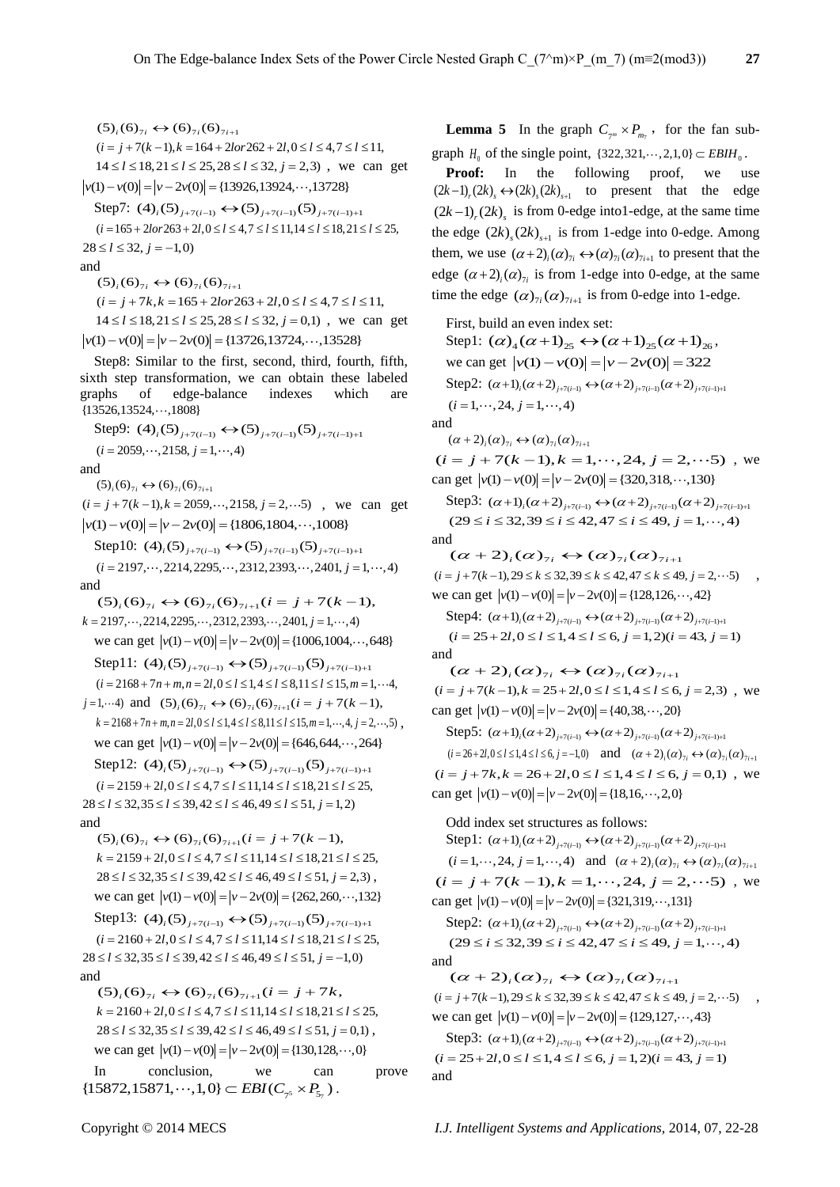$(5)_i(6)_{7i} \leftrightarrow (6)_{7i}(6)_{7i+1}$

$(i = j + 7(k-1), k = 164 + 2l or 262 + 2l, 0 \le l \le 4, 7 \le l \le 11,$

$14 \le l \le 18, 21 \le l \le 25, 28 \le l \le 32, j = 2,3)$ , we can get $|v(1) - v(0)| = |v - 2v(0)| = \{13926, 13924, \cdots, 13728\}$

Step7: $(4)_i(5)_{j+7(i-1)} \leftrightarrow (5)_{j+7(i-1)}(5)_{j+7(i-1)+1}$

$(i = 165 + 2l or 263 + 2l, 0 \le l \le 4, 7 \le l \le 11, 14 \le l \le 18, 21 \le l \le 25, 28 \le l \le 32, j = -1, 0)$

and

$(5)_i(6)_{7i} \leftrightarrow (6)_{7i}(6)_{7i+1}$

$(i = j + 7k, k = 165 + 2l or 263 + 2l, 0 \le l \le 4, 7 \le l \le 11,$

$14 \le l \le 18, 21 \le l \le 25, 28 \le l \le 32, j = 0,1)$ , we can get $|v(1) - v(0)| = |v - 2v(0)| = \{13726, 13724, \cdots, 13528\}$

Step8: Similar to the first, second, third, fourth, fifth, sixth step transformation, we can obtain these labeled graphs of edge-balance indexes which are $\{13526, 13524, \cdots, 1808\}$

Step9: $(4)_i(5)_{j+7(i-1)} \leftrightarrow (5)_{j+7(i-1)}(5)_{j+7(i-1)+1}$

$(i = 2059, \cdots, 2158, j = 1, \cdots, 4)$

and

$(5)_i(6)_{7i} \leftrightarrow (6)_{7i}(6)_{7i+1}$

$(i = j + 7(k-1), k = 2059, \cdots, 2158, j = 2, \cdots 5)$ , we can get $|v(1) - v(0)| = |v - 2v(0)| = \{1806, 1804, \cdots, 1008\}$

Step10: $(4)_i(5)_{j+7(i-1)} \leftrightarrow (5)_{j+7(i-1)}(5)_{j+7(i-1)+1}$

$(i = 2197, \cdots, 2214, 2295, \cdots, 2312, 2393, \cdots, 2401, j = 1, \cdots, 4)$

and

$(5)_i(6)_{7i} \leftrightarrow (6)_{7i}(6)_{7i+1} (i = j + 7(k-1),$

$k = 2197, \cdots, 2214, 2295, \cdots, 2312, 2393, \cdots, 2401, j = 1, \cdots, 4)$

we can get $|v(1) - v(0)| = |v - 2v(0)| = \{1006, 1004, \cdots, 648\}$

Step11: $(4)_i(5)_{j+7(i-1)} \leftrightarrow (5)_{j+7(i-1)}(5)_{j+7(i-1)+1}$

$(i = 2168 + 7n + m, n = 2l, 0 \le l \le 1, 4 \le l \le 8, 11 \le l \le 15, m = 1, \cdots 4,$

$j = 1, \cdots 4)$ and $(5)_i(6)_{7i} \leftrightarrow (6)_{7i}(6)_{7i+1} (i = j + 7(k-1),$

$k = 2168 + 7n + m, n = 2l, 0 \le l \le 1, 4 \le l \le 8, 11 \le l \le 15, m = 1, \cdots, 4, j = 2, \cdots, 5)$ ,

we can get $|v(1) - v(0)| = |v - 2v(0)| = \{646, 644, \cdots, 264\}$

Step12: $(4)_i(5)_{j+7(i-1)} \leftrightarrow (5)_{j+7(i-1)}(5)_{j+7(i-1)+1}$

$(i = 2159 + 2l, 0 \le l \le 4, 7 \le l \le 11, 14 \le l \le 18, 21 \le l \le 25,$

$28 \le l \le 32, 35 \le l \le 39, 42 \le l \le 46, 49 \le l \le 51, j = 1, 2)$

and

$(5)_i(6)_{7i} \leftrightarrow (6)_{7i}(6)_{7i+1} (i = j + 7(k-1),$

$k = 2159 + 2l, 0 \le l \le 4, 7 \le l \le 11, 14 \le l \le 18, 21 \le l \le 25,$

$28 \le l \le 32, 35 \le l \le 39, 42 \le l \le 46, 49 \le l \le 51, j = 2, 3)$ ,

we can get $|v(1) - v(0)| = |v - 2v(0)| = \{262, 260, \cdots, 132\}$

Step13: $(4)_i(5)_{j+7(i-1)} \leftrightarrow (5)_{j+7(i-1)}(5)_{j+7(i-1)+1}$

$(i = 2160 + 2l, 0 \le l \le 4, 7 \le l \le 11, 14 \le l \le 18, 21 \le l \le 25,$

$28 \le l \le 32, 35 \le l \le 39, 42 \le l \le 46, 49 \le l \le 51, j = -1, 0)$

and

$(5)_i(6)_{7i} \leftrightarrow (6)_{7i}(6)_{7i+1} (i = j + 7k,$

$k = 2160 + 2l, 0 \le l \le 4, 7 \le l \le 11, 14 \le l \le 18, 21 \le l \le 25,$

$28 \le l \le 32, 35 \le l \le 39, 42 \le l \le 46, 49 \le l \le 51, j = 0, 1)$ ,

we can get $|v(1) - v(0)| = |v - 2v(0)| = \{130, 128, \cdots, 0\}$

In conclusion, we can prove $\{15872, 15871, \cdots, 1, 0\} \subset EBI(C_{7^5} \times P_{5_7})$ .

**Lemma 5** In the graph $C_{7^m} \times P_{m_7}$ , for the fan sub-graph $H_0$ of the single point, $\{322, 321, \cdots, 2, 1, 0\} \subset EBIH_0$ .

**Proof:** In the following proof, we use $(2k-1)_r(2k)_s \leftrightarrow (2k)_s(2k)_{s+1}$ to present that the edge $(2k-1)_r(2k)_s$ is from 0-edge into1-edge, at the same time the edge $(2k)_s(2k)_{s+1}$ is from 1-edge into 0-edge. Among them, we use $(\alpha+2)_i(\alpha)_{7i} \leftrightarrow (\alpha)_{7i}(\alpha)_{7i+1}$ to present that the edge $(\alpha+2)_i(\alpha)_{7i}$ is from 1-edge into 0-edge, at the same time the edge $(\alpha)_{7i}(\alpha)_{7i+1}$ is from 0-edge into 1-edge.

First, build an even index set:

Step1: $(\alpha)_4(\alpha+1)_{25} \leftrightarrow (\alpha+1)_{25}(\alpha+1)_{26}$ ,

we can get $|v(1) - v(0)| = |v - 2v(0)| = 322$

Step2: $(\alpha+1)_i(\alpha+2)_{j+7(i-1)} \leftrightarrow (\alpha+2)_{j+7(i-1)}(\alpha+2)_{j+7(i-1)+1}$

$(i = 1, \cdots, 24, j = 1, \cdots, 4)$

and

$(\alpha+2)_i(\alpha)_{7i} \leftrightarrow (\alpha)_{7i}(\alpha)_{7i+1}$

$(i = j + 7(k-1), k = 1, \cdots, 24, j = 2, \cdots 5)$ , we can get $|v(1) - v(0)| = |v - 2v(0)| = \{320, 318, \cdots, 130\}$

Step3: $(\alpha+1)_i(\alpha+2)_{j+7(i-1)} \leftrightarrow (\alpha+2)_{j+7(i-1)}(\alpha+2)_{j+7(i-1)+1}$

$(29 \le i \le 32, 39 \le i \le 42, 47 \le i \le 49, j = 1, \cdots, 4)$

and

$(\alpha+2)_i(\alpha)_{7i} \leftrightarrow (\alpha)_{7i}(\alpha)_{7i+1}$

$(i = j + 7(k-1), 29 \le k \le 32, 39 \le k \le 42, 47 \le k \le 49, j = 2, \cdots 5)$ ,

we can get $|v(1) - v(0)| = |v - 2v(0)| = \{128, 126, \cdots, 42\}$

Step4: $(\alpha+1)_i(\alpha+2)_{j+7(i-1)} \leftrightarrow (\alpha+2)_{j+7(i-1)}(\alpha+2)_{j+7(i-1)+1}$

$(i = 25 + 2l, 0 \le l \le 1, 4 \le l \le 6, j = 1, 2)(i = 43, j = 1)$

and

$(\alpha+2)_i(\alpha)_{7i} \leftrightarrow (\alpha)_{7i}(\alpha)_{7i+1}$

$(i = j + 7(k-1), k = 25 + 2l, 0 \le l \le 1, 4 \le l \le 6, j = 2, 3)$ , we can get $|v(1) - v(0)| = |v - 2v(0)| = \{40, 38, \cdots, 20\}$

Step5: $(\alpha+1)_i(\alpha+2)_{j+7(i-1)} \leftrightarrow (\alpha+2)_{j+7(i-1)}(\alpha+2)_{j+7(i-1)+1}$

$(i = 26 + 2l, 0 \le l \le 1, 4 \le l \le 6, j = -1, 0)$ and $(\alpha+2)_i(\alpha)_{7i} \leftrightarrow (\alpha)_{7i}(\alpha)_{7i+1}$

$(i = j + 7k, k = 26 + 2l, 0 \le l \le 1, 4 \le l \le 6, j = 0, 1)$ , we can get $|v(1) - v(0)| = |v - 2v(0)| = \{18, 16, \cdots, 2, 0\}$

Odd index set structures as follows:

Step1: $(\alpha+1)_i(\alpha+2)_{j+7(i-1)} \leftrightarrow (\alpha+2)_{j+7(i-1)}(\alpha+2)_{j+7(i-1)+1}$

$(i = 1, \cdots, 24, j = 1, \cdots, 4)$ and $(\alpha+2)_i(\alpha)_{7i} \leftrightarrow (\alpha)_{7i}(\alpha)_{7i+1}$

$(i = j + 7(k-1), k = 1, \cdots, 24, j = 2, \cdots 5)$ , we can get $|v(1) - v(0)| = |v - 2v(0)| = \{321, 319, \cdots, 131\}$

Step2: $(\alpha+1)_i(\alpha+2)_{j+7(i-1)} \leftrightarrow (\alpha+2)_{j+7(i-1)}(\alpha+2)_{j+7(i-1)+1}$

$(29 \le i \le 32, 39 \le i \le 42, 47 \le i \le 49, j = 1, \cdots, 4)$

and

$(\alpha+2)_i(\alpha)_{7i} \leftrightarrow (\alpha)_{7i}(\alpha)_{7i+1}$

$(i = j + 7(k-1), 29 \le k \le 32, 39 \le k \le 42, 47 \le k \le 49, j = 2, \cdots 5)$ ,

we can get $|v(1) - v(0)| = |v - 2v(0)| = \{129, 127, \cdots, 43\}$

Step3: $(\alpha+1)_i(\alpha+2)_{j+7(i-1)} \leftrightarrow (\alpha+2)_{j+7(i-1)}(\alpha+2)_{j+7(i-1)+1}$

$(i = 25 + 2l, 0 \le l \le 1, 4 \le l \le 6, j = 1, 2)(i = 43, j = 1)$

and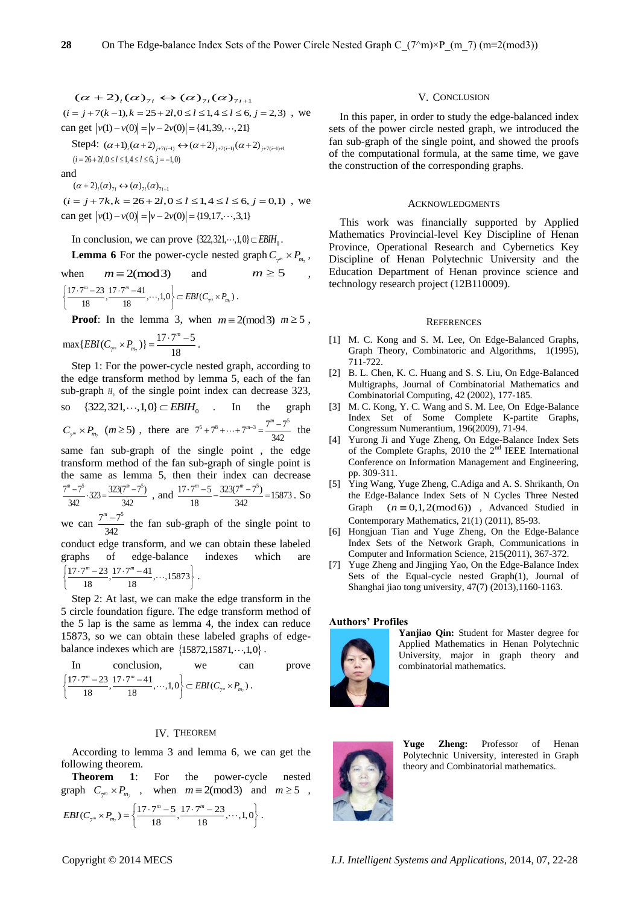$$(\alpha+2)_i(\alpha)_{7i} \leftrightarrow (\alpha)_{7i}(\alpha)_{7i+1}$$

$(i = j + 7(k-1), k = 25 + 2l, 0 \le l \le 1, 4 \le l \le 6, j = 2,3)$ , we can get $|v(1) - v(0)| = |v - 2v(0)| = \{41,39,\cdots,21\}$

Step4: $(\alpha+1)_i(\alpha+2)_{j+7(i-1)} \leftrightarrow (\alpha+2)_{j+7(i-1)}(\alpha+2)_{j+7(i-1)+1}$

$(i = 26 + 2l, 0 \le l \le 1, 4 \le l \le 6, j = -1,0)$

and

$$(\alpha+2)_i(\alpha)_{7i} \leftrightarrow (\alpha)_{7i}(\alpha)_{7i+1}$$

$(i = j + 7k, k = 26 + 2l, 0 \le l \le 1, 4 \le l \le 6, j = 0,1)$ , we can get $|v(1) - v(0)| = |v - 2v(0)| = \{19,17,\cdots,3,1\}$

In conclusion, we can prove $\{322,321,\cdots,1,0\} \subset EBIH_0$.

**Lemma 6** For the power-cycle nested graph $C_{7^m} \times P_{m_7}$, when $m \equiv 2(\bmod 3)$ and $m \ge 5$, $\left\{\frac{17\cdot 7^m - 23}{18}, \frac{17\cdot 7^m - 41}{18}, \cdots, 1, 0\right\} \subset EBI(C_{7^m} \times P_{m_7})$.

**Proof**: In the lemma 3, when $m \equiv 2(\bmod 3)$ $m \ge 5$, $\max\{EBI(C_{7^m} \times P_{m_7})\} = \frac{17\cdot 7^m - 5}{18}$.

Step 1: For the power-cycle nested graph, according to the edge transform method by lemma 5, each of the fan sub-graph $H_0$ of the single point index can decrease 323, so $\{322,321,\cdots,1,0\} \subset EBIH_0$. In the graph $C_{7^m} \times P_{m_7}$ $(m \ge 5)$, there are $7^5 + 7^8 + \cdots + 7^{m-3} = \frac{7^m - 7^5}{342}$ the same fan sub-graph of the single point, the edge transform method of the fan sub-graph of single point is the same as lemma 5, then their index can decrease $\frac{7^m - 7^5}{342} \cdot 323 = \frac{323(7^m - 7^5)}{342}$, and $\frac{17\cdot 7^m - 5}{18} - \frac{323(7^m - 7^5)}{342} = 15873$. So we can $\frac{7^m - 7^5}{342}$ the fan sub-graph of the single point to conduct edge transform, and we can obtain these labeled graphs of edge-balance indexes which are $\left\{\frac{17\cdot 7^m - 23}{18}, \frac{17\cdot 7^m - 41}{18}, \cdots, 15873\right\}$.

Step 2: At last, we can make the edge transform in the 5 circle foundation figure. The edge transform method of the 5 lap is the same as lemma 4, the index can reduce 15873, so we can obtain these labeled graphs of edge-balance indexes which are $\{15872, 15871, \cdots, 1, 0\}$.

In conclusion, we can prove $\left\{\frac{17\cdot 7^m - 23}{18}, \frac{17\cdot 7^m - 41}{18}, \cdots, 1, 0\right\} \subset EBI(C_{7^m} \times P_{m_7})$.

## IV. Theorem

According to lemma 3 and lemma 6, we can get the following theorem.

**Theorem 1**: For the power-cycle nested graph $C_{7^m} \times P_{m_7}$, when $m \equiv 2(\bmod 3)$ and $m \ge 5$,

$$EBI(C_{7^m} \times P_{m_7}) = \left\{\frac{17\cdot 7^m - 5}{18}, \frac{17\cdot 7^m - 23}{18}, \cdots, 1, 0\right\}.$$

## V. Conclusion

In this paper, in order to study the edge-balanced index sets of the power circle nested graph, we introduced the fan sub-graph of the single point, and showed the proofs of the computational formula, at the same time, we gave the construction of the corresponding graphs.

## Acknowledgments

This work was financially supported by Applied Mathematics Provincial-level Key Discipline of Henan Province, Operational Research and Cybernetics Key Discipline of Henan Polytechnic University and the Education Department of Henan province science and technology research project (12B110009).

## References

[1] M. C. Kong and S. M. Lee, On Edge-Balanced Graphs, Graph Theory, Combinatoric and Algorithms, 1(1995), 711-722.

[2] B. L. Chen, K. C. Huang and S. S. Liu, On Edge-Balanced Multigraphs, Journal of Combinatorial Mathematics and Combinatorial Computing, 42 (2002), 177-185.

[3] M. C. Kong, Y. C. Wang and S. M. Lee, On Edge-Balance Index Set of Some Complete K-partite Graphs, Congressum Numerantium, 196(2009), 71-94.

[4] Yurong Ji and Yuge Zheng, On Edge-Balance Index Sets of the Complete Graphs, 2010 the 2nd IEEE International Conference on Information Management and Engineering, pp. 309-311.

[5] Ying Wang, Yuge Zheng, C.Adiga and A. S. Shrikanth, On the Edge-Balance Index Sets of N Cycles Three Nested Graph $(n \equiv 0,1,2(\bmod 6))$, Advanced Studied in Contemporary Mathematics, 21(1) (2011), 85-93.

[6] Hongjuan Tian and Yuge Zheng, On the Edge-Balance Index Sets of the Network Graph, Communications in Computer and Information Science, 215(2011), 367-372.

[7] Yuge Zheng and Jingjing Yao, On the Edge-Balance Index Sets of the Equal-cycle nested Graph(1), Journal of Shanghai jiao tong university, 47(7) (2013),1160-1163.

**Authors' Profiles**

**Yanjiao Qin:** Student for Master degree for Applied Mathematics in Henan Polytechnic University, major in graph theory and combinatorial mathematics.

**Yuge Zheng:** Professor of Henan Polytechnic University, interested in Graph theory and Combinatorial mathematics.